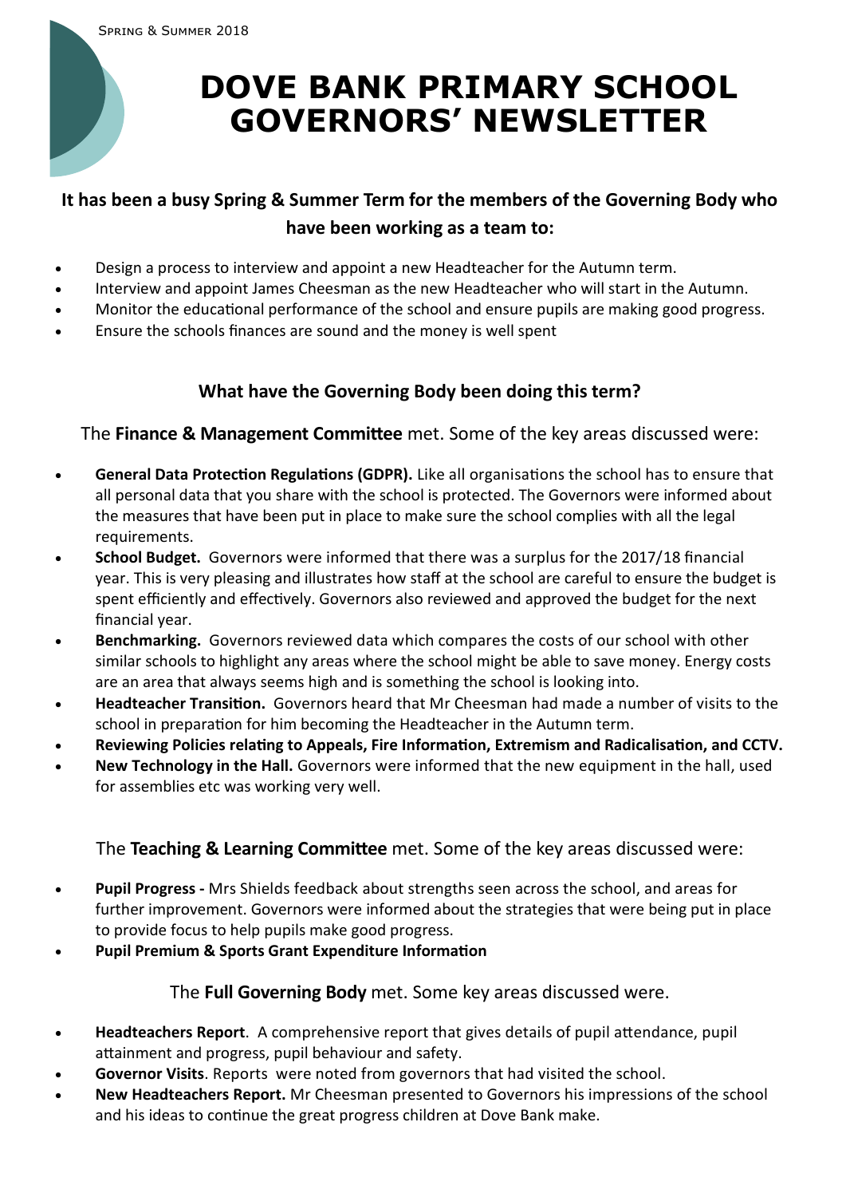Spring & Summer 2018

# DOVE BANK PRIMARY SCHOOL GOVERNORS' NEWSLETTER

**It has been a busy Spring & Summer Term for the members of the Governing Body who have been working as a team to:**

- Design a process to interview and appoint a new Headteacher for the Autumn term.
- Interview and appoint James Cheesman as the new Headteacher who will start in the Autumn.
- Monitor the educational performance of the school and ensure pupils are making good progress.
- Ensure the schools finances are sound and the money is well spent

## What have the Governing Body been doing this term?

The **Finance & Management Committee** met. Some of the key areas discussed were:

- **General Data Protection Regulations (GDPR).** Like all organisations the school has to ensure that all personal data that you share with the school is protected. The Governors were informed about the measures that have been put in place to make sure the school complies with all the legal requirements.
- **School Budget.** Governors were informed that there was a surplus for the 2017/18 financial year. This is very pleasing and illustrates how staff at the school are careful to ensure the budget is spent efficiently and effectively. Governors also reviewed and approved the budget for the next financial year.
- **Benchmarking.** Governors reviewed data which compares the costs of our school with other similar schools to highlight any areas where the school might be able to save money. Energy costs are an area that always seems high and is something the school is looking into.
- **Headteacher Transition.** Governors heard that Mr Cheesman had made a number of visits to the school in preparation for him becoming the Headteacher in the Autumn term.
- **Reviewing Policies relating to Appeals, Fire Information, Extremism and Radicalisation, and CCTV.**
- **New Technology in the Hall.** Governors were informed that the new equipment in the hall, used for assemblies etc was working very well.

The **Teaching & Learning Committee** met. Some of the key areas discussed were:

- **Pupil Progress -** Mrs Shields feedback about strengths seen across the school, and areas for further improvement. Governors were informed about the strategies that were being put in place to provide focus to help pupils make good progress.
- **Pupil Premium & Sports Grant Expenditure Information**

The **Full Governing Body** met. Some key areas discussed were.

- **Headteachers Report**. A comprehensive report that gives details of pupil attendance, pupil attainment and progress, pupil behaviour and safety.
- **Governor Visits**. Reports were noted from governors that had visited the school.
- **New Headteachers Report.** Mr Cheesman presented to Governors his impressions of the school and his ideas to continue the great progress children at Dove Bank make.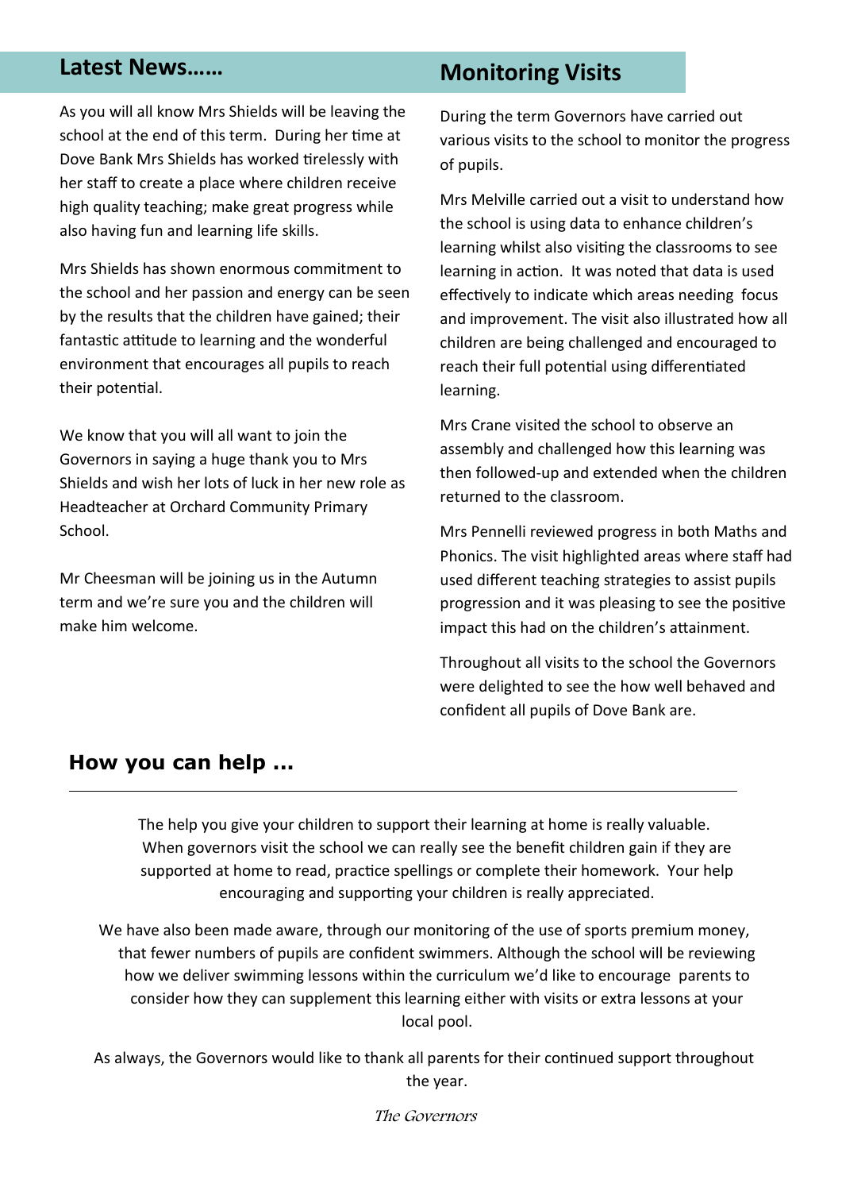## Latest News……

As you will all know Mrs Shields will be leaving the school at the end of this term. During her time at Dove Bank Mrs Shields has worked tirelessly with her staff to create a place where children receive high quality teaching; make great progress while also having fun and learning life skills.

Mrs Shields has shown enormous commitment to the school and her passion and energy can be seen by the results that the children have gained; their fantastic attitude to learning and the wonderful environment that encourages all pupils to reach their potential.

We know that you will all want to join the Governors in saying a huge thank you to Mrs Shields and wish her lots of luck in her new role as Headteacher at Orchard Community Primary School.

Mr Cheesman will be joining us in the Autumn term and we're sure you and the children will make him welcome.

## Monitoring Visits

During the term Governors have carried out various visits to the school to monitor the progress of pupils.

Mrs Melville carried out a visit to understand how the school is using data to enhance children's learning whilst also visiting the classrooms to see learning in action. It was noted that data is used effectively to indicate which areas needing focus and improvement. The visit also illustrated how all children are being challenged and encouraged to reach their full potential using differentiated learning.

Mrs Crane visited the school to observe an assembly and challenged how this learning was then followed-up and extended when the children returned to the classroom.

Mrs Pennelli reviewed progress in both Maths and Phonics. The visit highlighted areas where staff had used different teaching strategies to assist pupils progression and it was pleasing to see the positive impact this had on the children's attainment.

Throughout all visits to the school the Governors were delighted to see the how well behaved and confident all pupils of Dove Bank are.

## How you can help …

The help you give your children to support their learning at home is really valuable. When governors visit the school we can really see the benefit children gain if they are supported at home to read, practice spellings or complete their homework. Your help encouraging and supporting your children is really appreciated.

We have also been made aware, through our monitoring of the use of sports premium money, that fewer numbers of pupils are confident swimmers. Although the school will be reviewing how we deliver swimming lessons within the curriculum we'd like to encourage parents to consider how they can supplement this learning either with visits or extra lessons at your local pool.

As always, the Governors would like to thank all parents for their continued support throughout the year.

*The Governors*